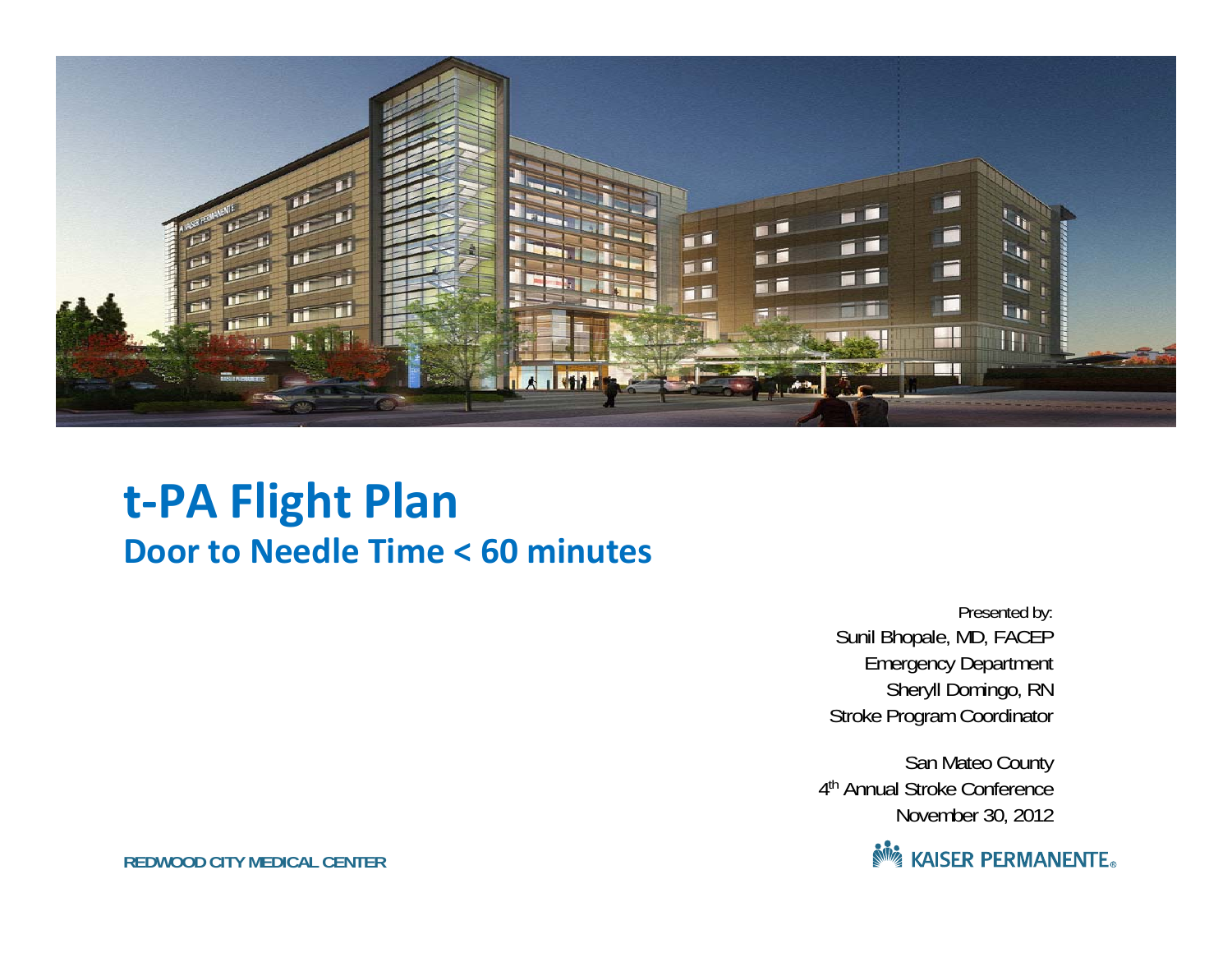# t-PA Flight Plan

## Door to Needle Time < 60 minutes

Presented by:
Sunil Bhopale, MD, FACEP
Emergency Department
Sheryll Domingo, RN
Stroke Program Coordinator

San Mateo County
4th Annual Stroke Conference
November 30, 2012

REDWOOD CITY MEDICAL CENTER

KAISER PERMANENTE®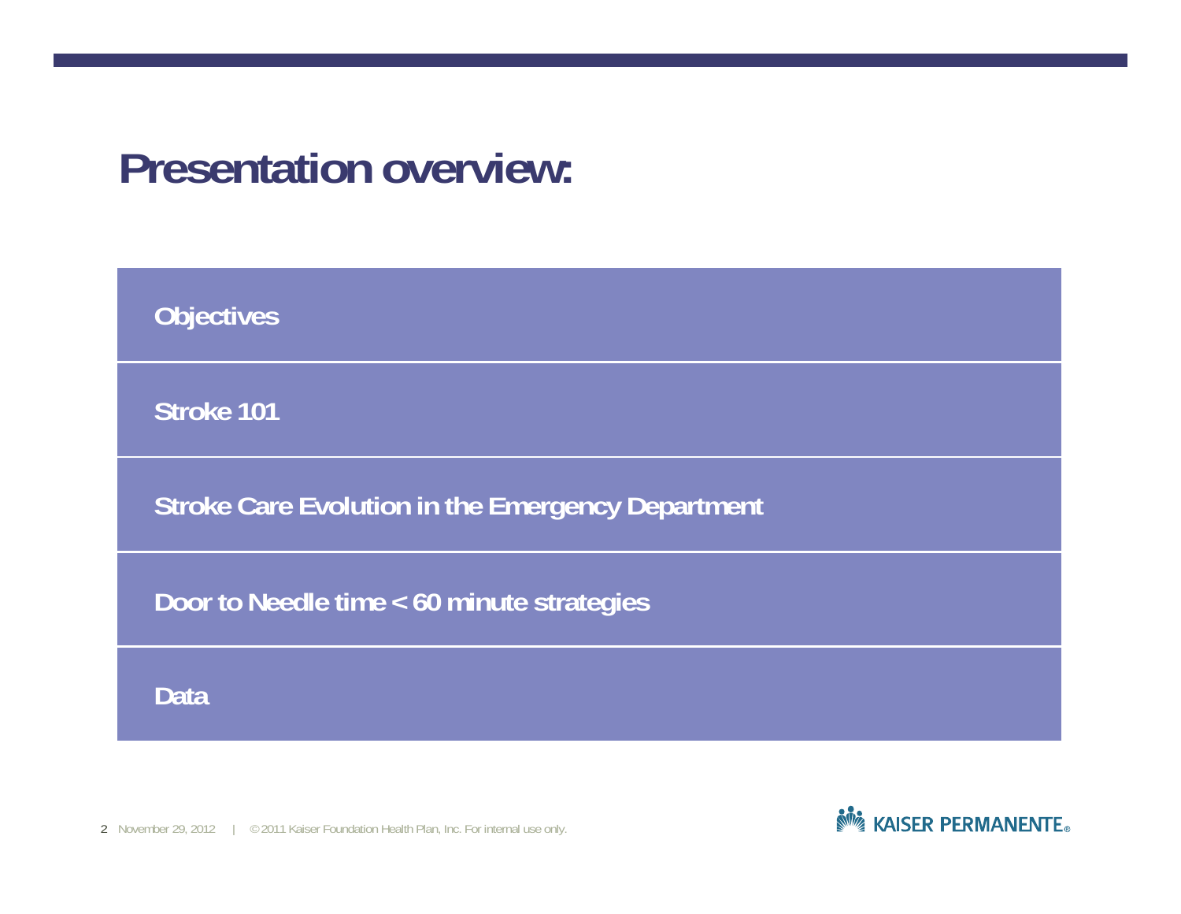# Presentation overview:

- Objectives
- Stroke 101
- Stroke Care Evolution in the Emergency Department
- Door to Needle time < 60 minute strategies
- Data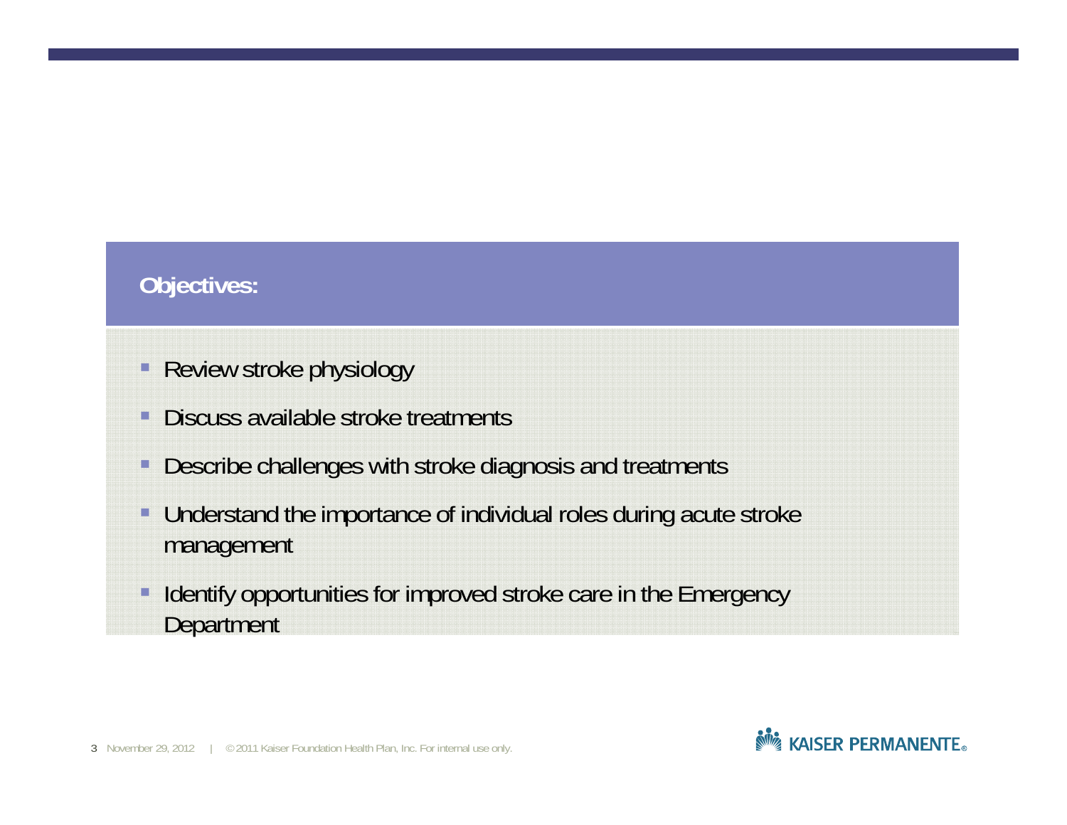## Objectives:

- Review stroke physiology
- Discuss available stroke treatments
- Describe challenges with stroke diagnosis and treatments
- Understand the importance of individual roles during acute stroke management
- Identify opportunities for improved stroke care in the Emergency Department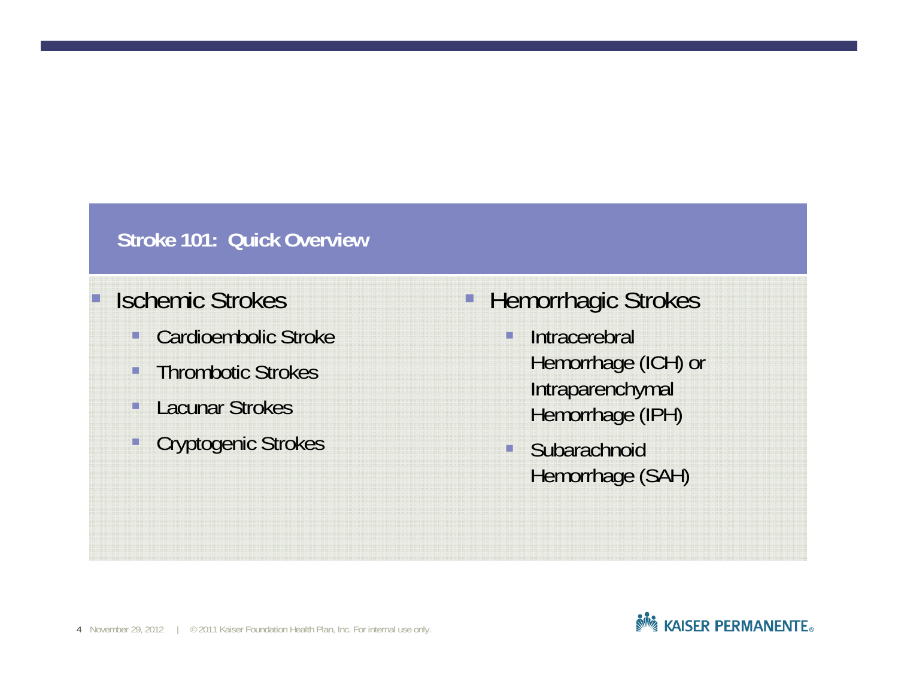## Stroke 101: Quick Overview

- Ischemic Strokes
  - Cardioembolic Stroke
  - Thrombotic Strokes
  - Lacunar Strokes
  - Cryptogenic Strokes
- Hemorrhagic Strokes
  - Intracerebral Hemorrhage (ICH) or Intraparenchymal Hemorrhage (IPH)
  - Subarachnoid Hemorrhage (SAH)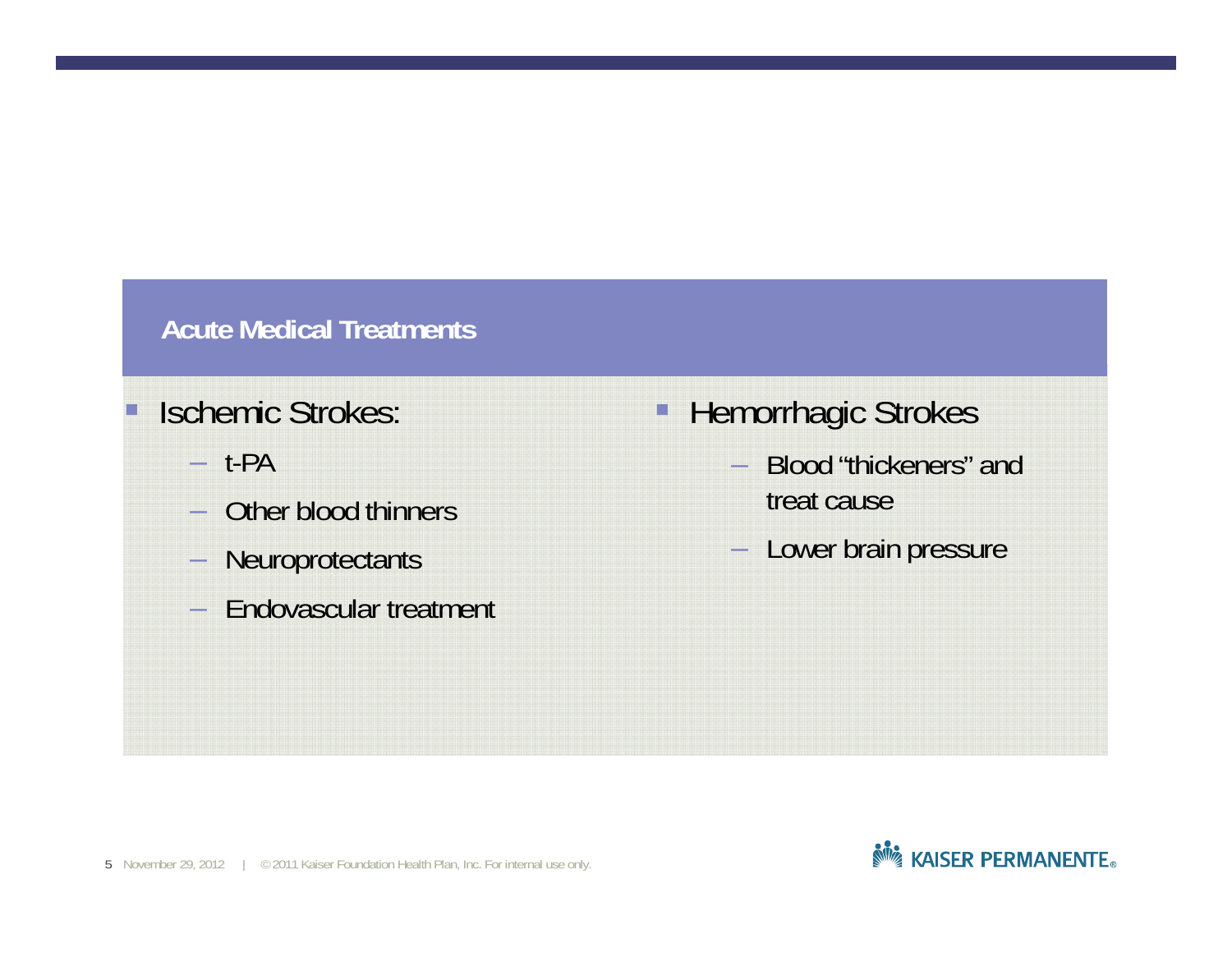## Acute Medical Treatments

- Ischemic Strokes:
  - t-PA
  - Other blood thinners
  - Neuroprotectants
  - Endovascular treatment

- Hemorrhagic Strokes
  - Blood "thickeners" and treat cause
  - Lower brain pressure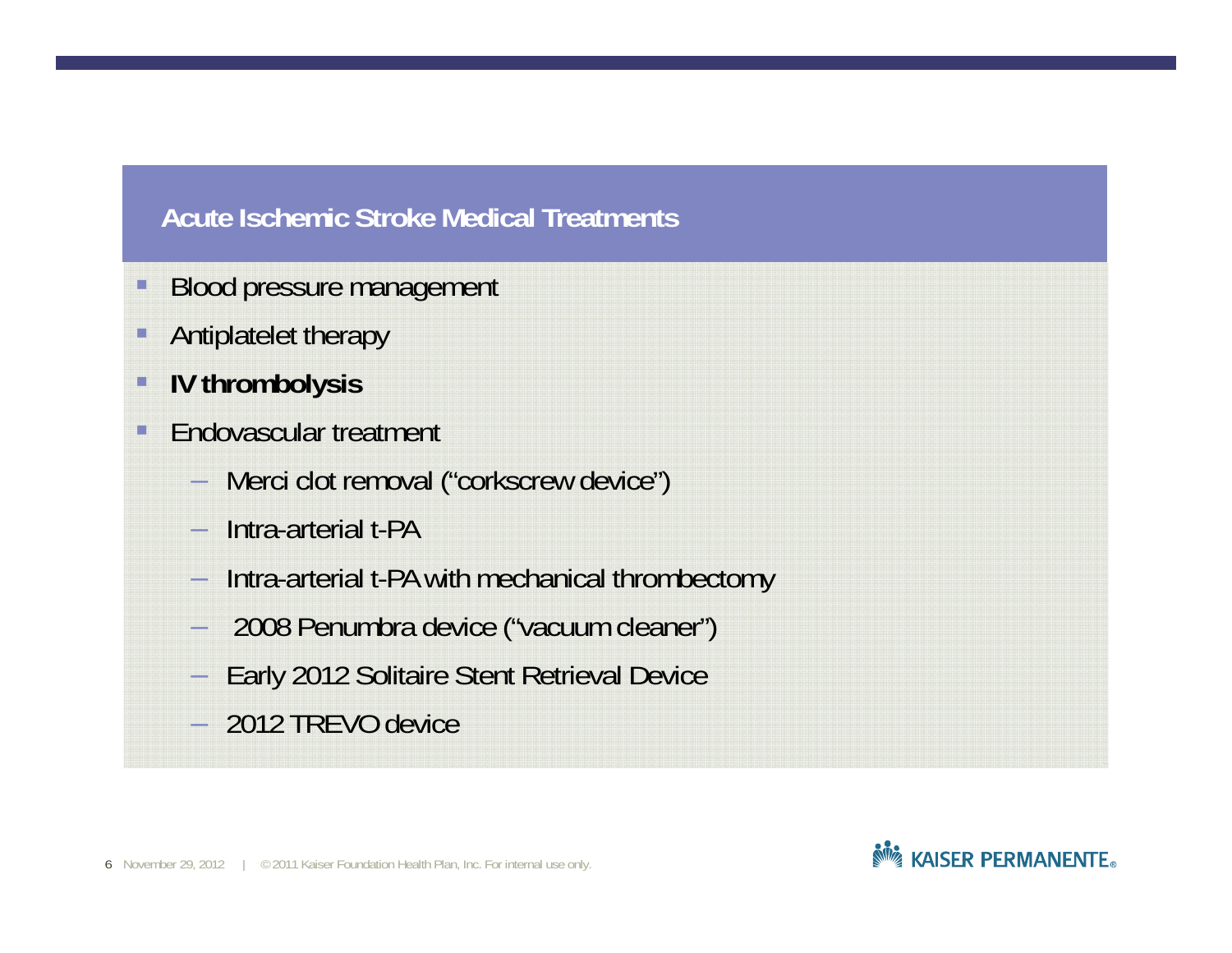## Acute Ischemic Stroke Medical Treatments

- Blood pressure management
- Antiplatelet therapy
- **IV thrombolysis**
- Endovascular treatment
  - Merci clot removal (“corkscrew device”)
  - Intra-arterial t-PA
  - Intra-arterial t-PA with mechanical thrombectomy
  - 2008 Penumbra device (“vacuum cleaner”)
  - Early 2012 Solitaire Stent Retrieval Device
  - 2012 TREVO device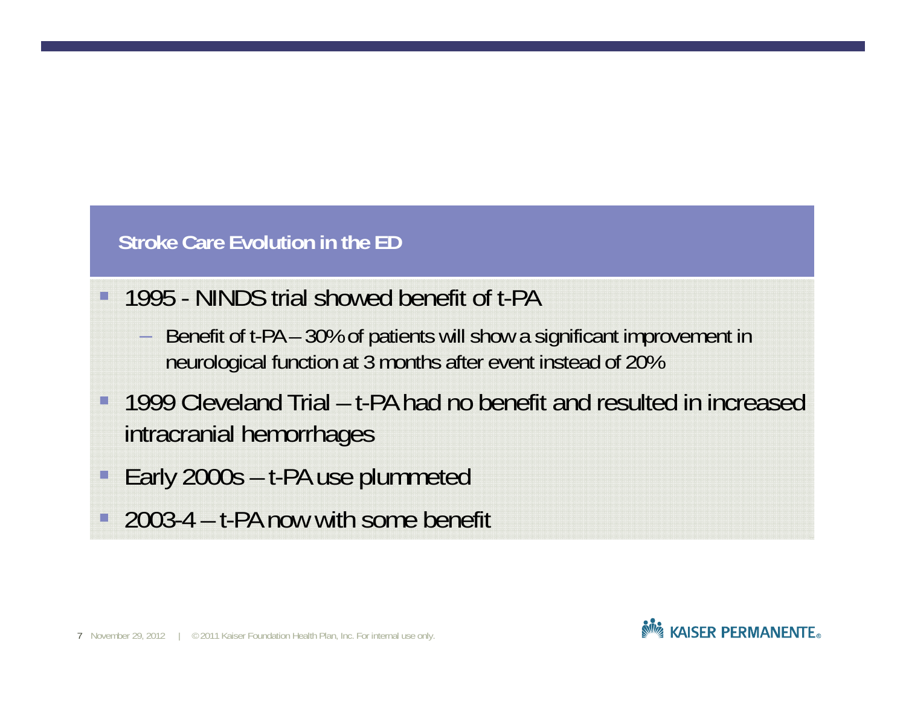## Stroke Care Evolution in the ED

- 1995 - NINDS trial showed benefit of t-PA
  - Benefit of t-PA – 30% of patients will show a significant improvement in neurological function at 3 months after event instead of 20%
- 1999 Cleveland Trial – t-PA had no benefit and resulted in increased intracranial hemorrhages
- Early 2000s – t-PA use plummeted
- 2003-4 – t-PA now with some benefit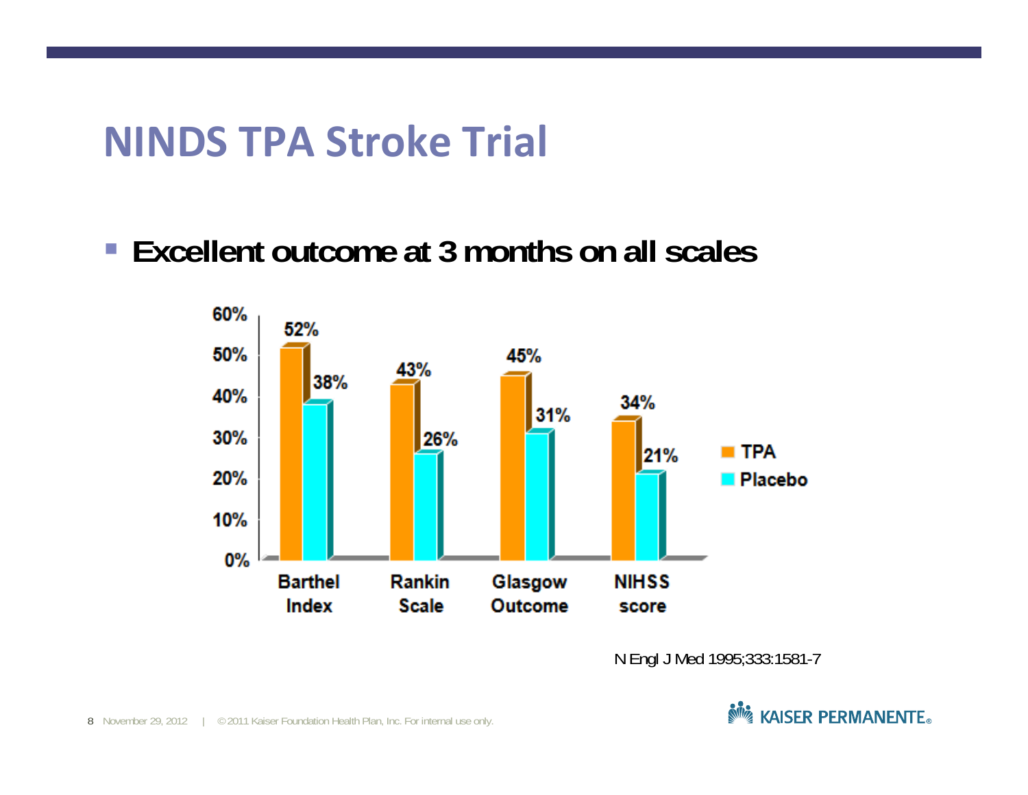# NINDS TPA Stroke Trial

- **Excellent outcome at 3 months on all scales**

| | TPA | Placebo |
|---|---|---|
| Barthel Index | 52% | 38% |
| Rankin Scale | 43% | 26% |
| Glasgow Outcome | 45% | 31% |
| NIHSS score | 34% | 21% |

N Engl J Med 1995;333:1581-7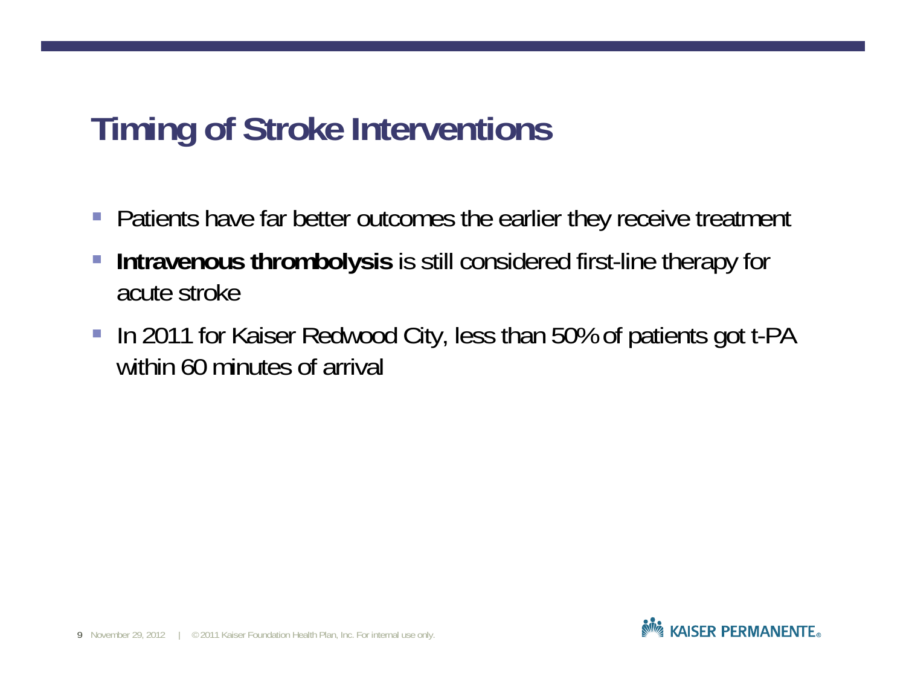# Timing of Stroke Interventions

- Patients have far better outcomes the earlier they receive treatment
- **Intravenous thrombolysis** is still considered first-line therapy for acute stroke
- In 2011 for Kaiser Redwood City, less than 50% of patients got t-PA within 60 minutes of arrival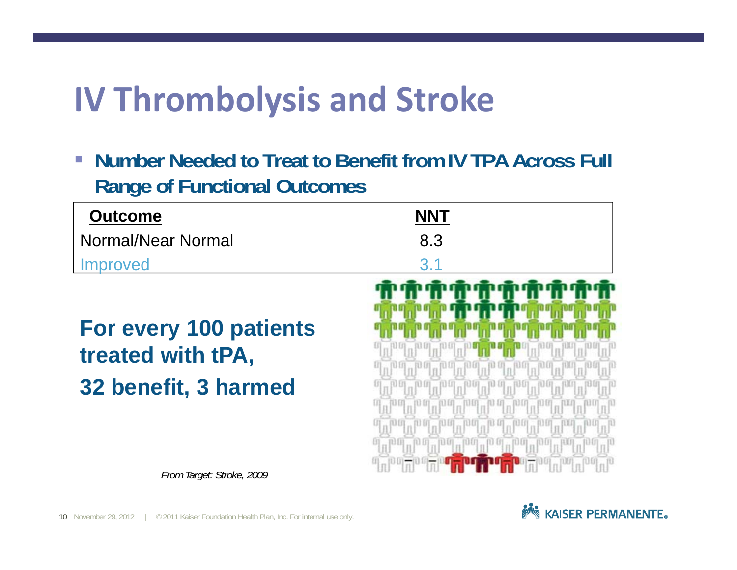# IV Thrombolysis and Stroke

- **Number Needed to Treat to Benefit from IV TPA Across Full Range of Functional Outcomes**

| Outcome | NNT |
|---|---|
| Normal/Near Normal | 8.3 |
| Improved | 3.1 |

**For every 100 patients treated with tPA,**
**32 benefit, 3 harmed**

*From Target: Stroke, 2009*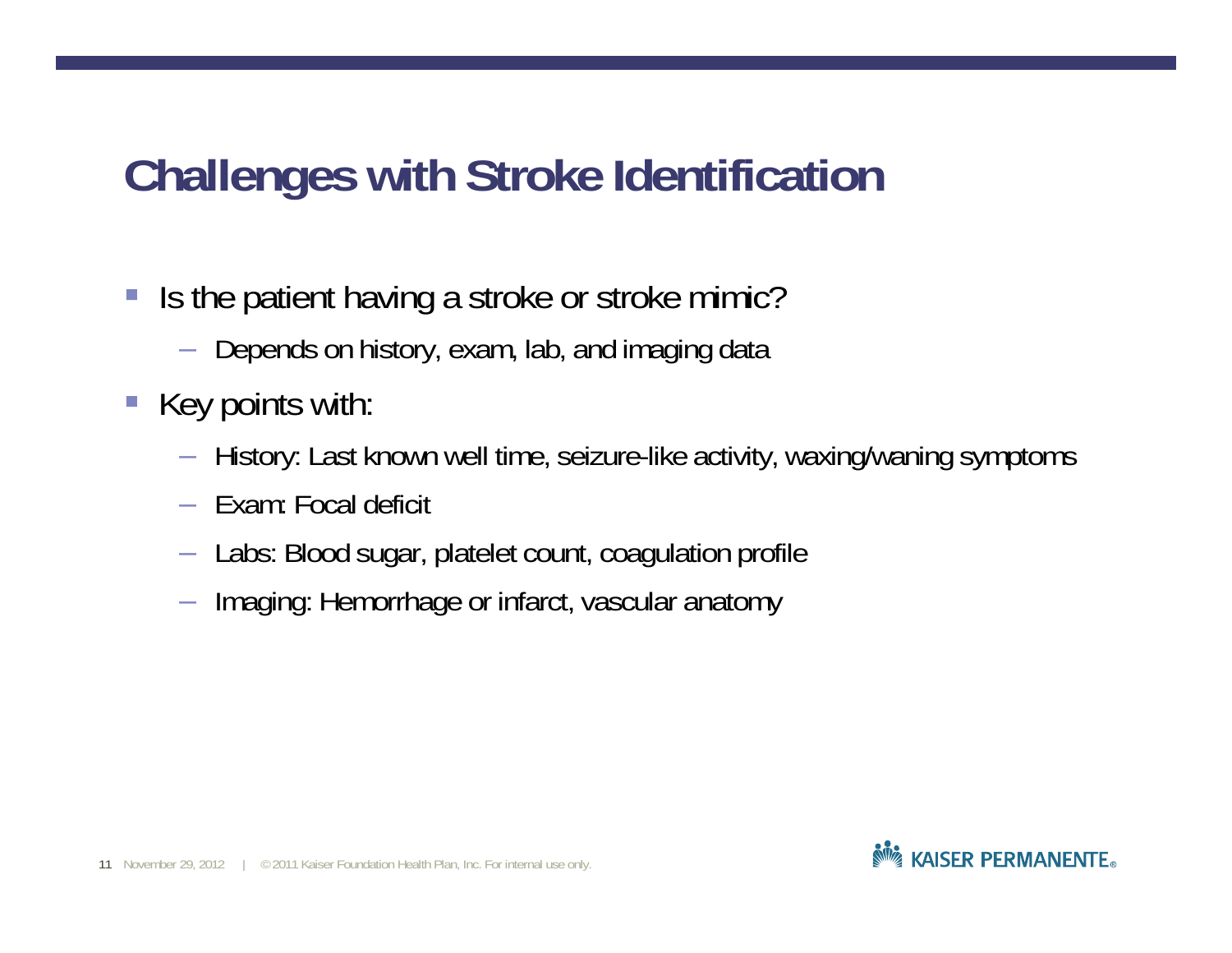# Challenges with Stroke Identification

- Is the patient having a stroke or stroke mimic?
  - Depends on history, exam, lab, and imaging data
- Key points with:
  - History: Last known well time, seizure-like activity, waxing/waning symptoms
  - Exam: Focal deficit
  - Labs: Blood sugar, platelet count, coagulation profile
  - Imaging: Hemorrhage or infarct, vascular anatomy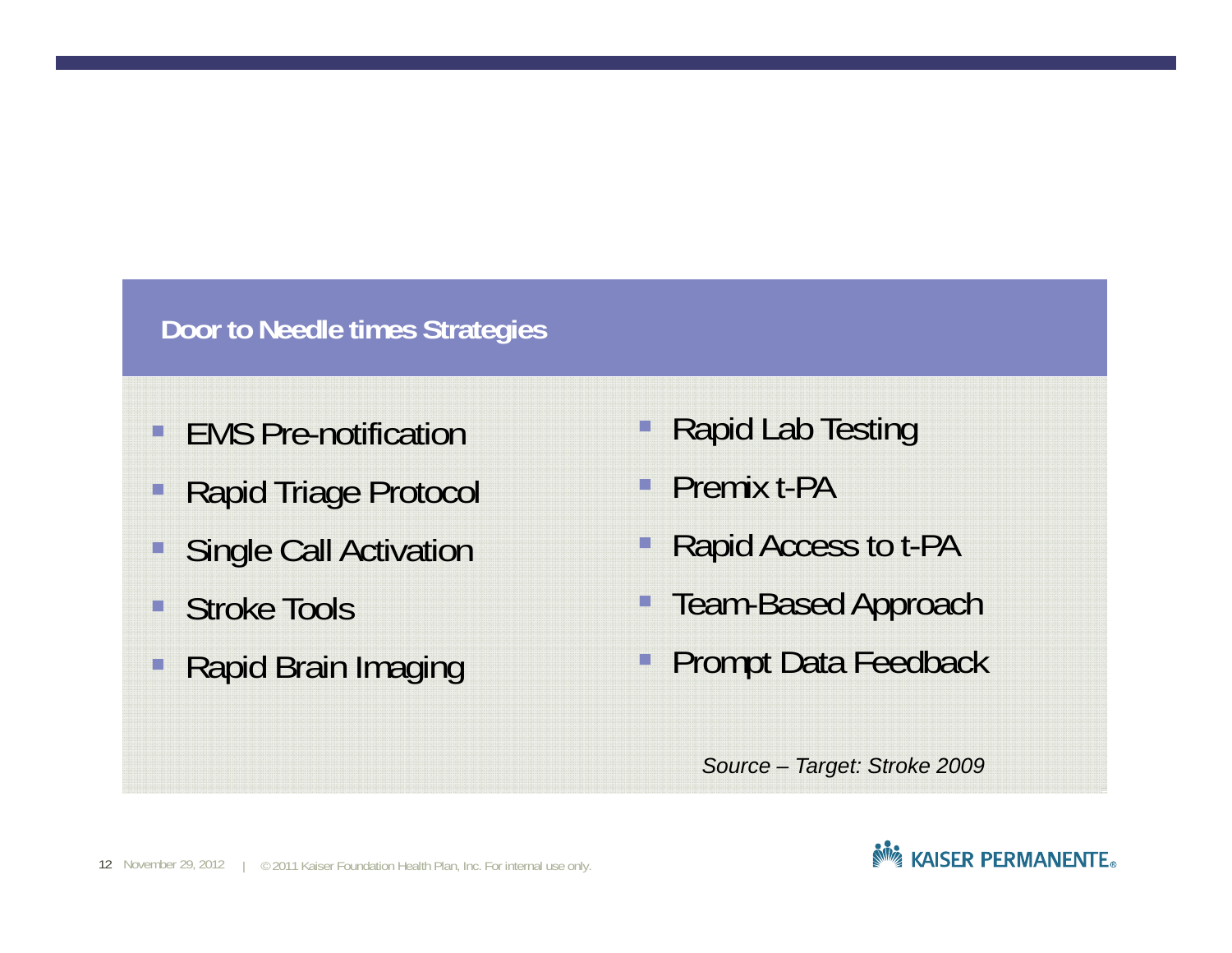## Door to Needle times Strategies

- EMS Pre-notification
- Rapid Triage Protocol
- Single Call Activation
- Stroke Tools
- Rapid Brain Imaging
- Rapid Lab Testing
- Premix t-PA
- Rapid Access to t-PA
- Team-Based Approach
- Prompt Data Feedback

*Source – Target: Stroke 2009*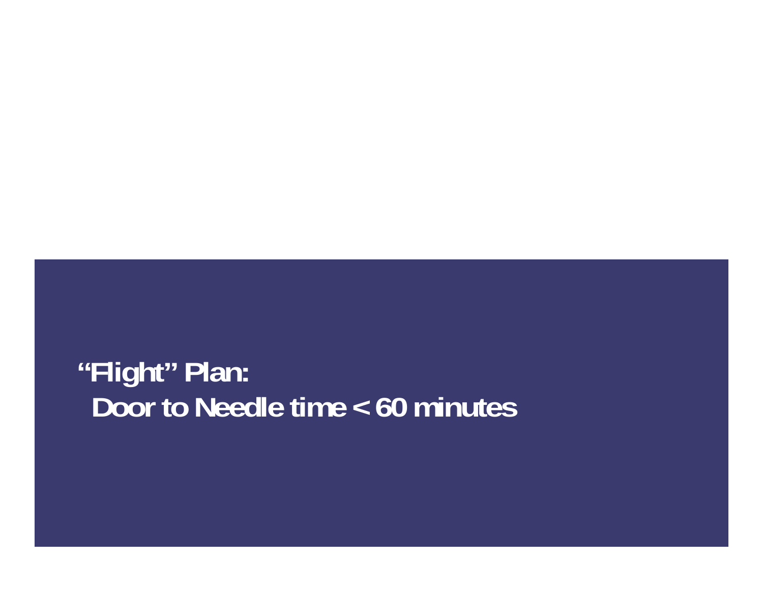## “Flight” Plan:

## Door to Needle time < 60 minutes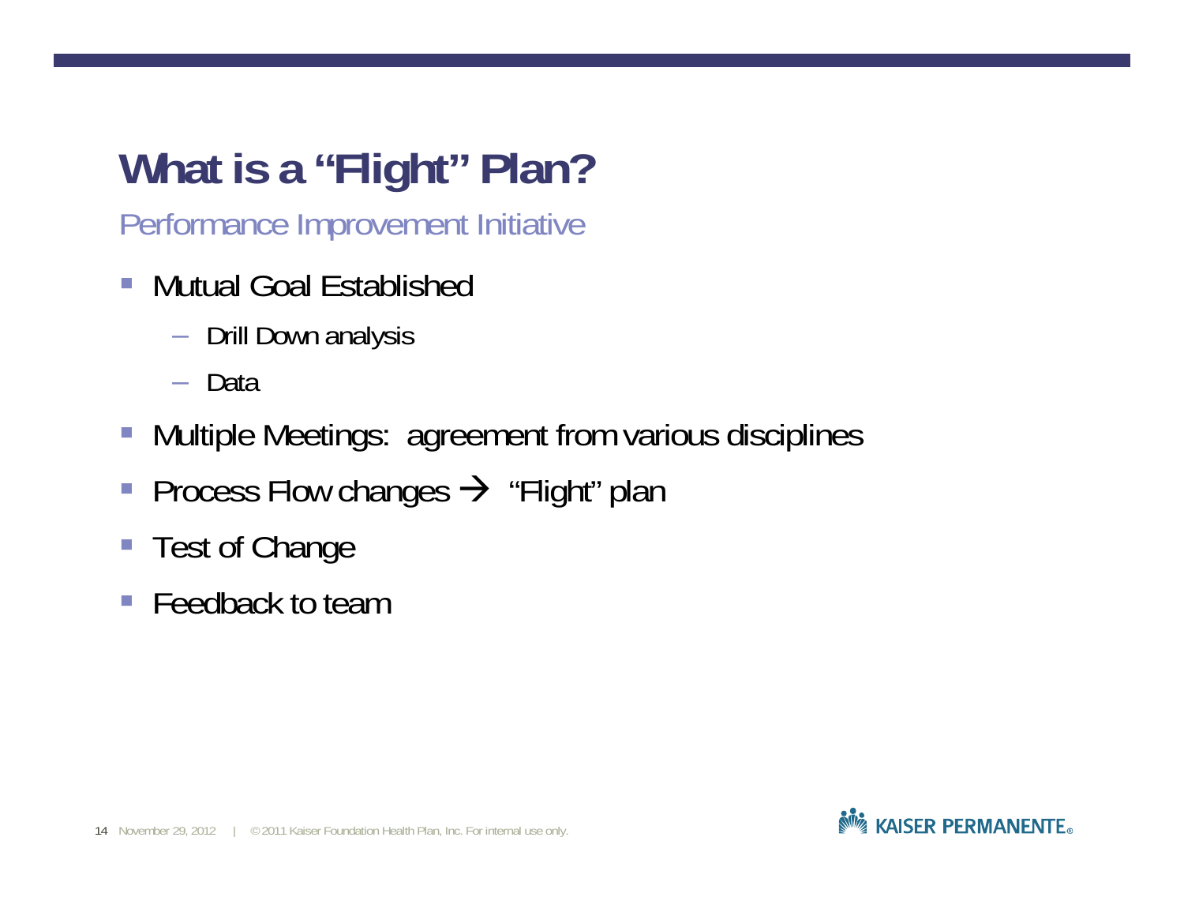# What is a "Flight" Plan?

## Performance Improvement Initiative

- Mutual Goal Established
  - Drill Down analysis
  - Data
- Multiple Meetings: agreement from various disciplines
- Process Flow changes → "Flight" plan
- Test of Change
- Feedback to team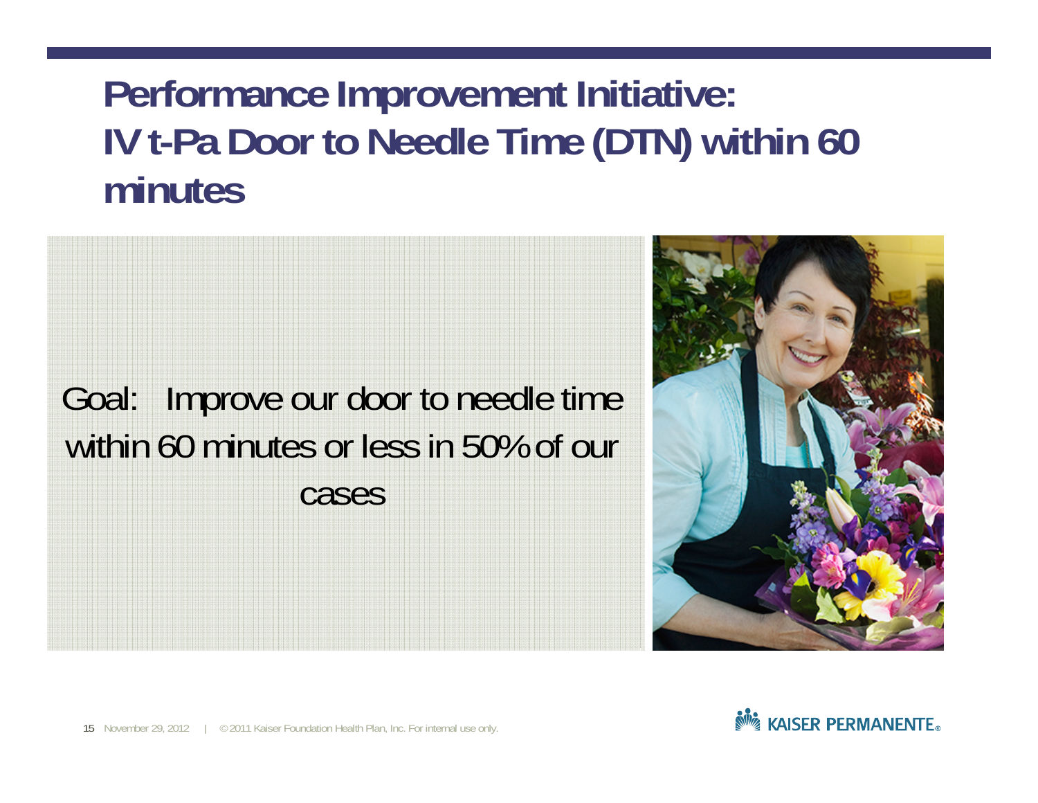# Performance Improvement Initiative: IV t-Pa Door to Needle Time (DTN) within 60 minutes

Goal: Improve our door to needle time within 60 minutes or less in 50% of our cases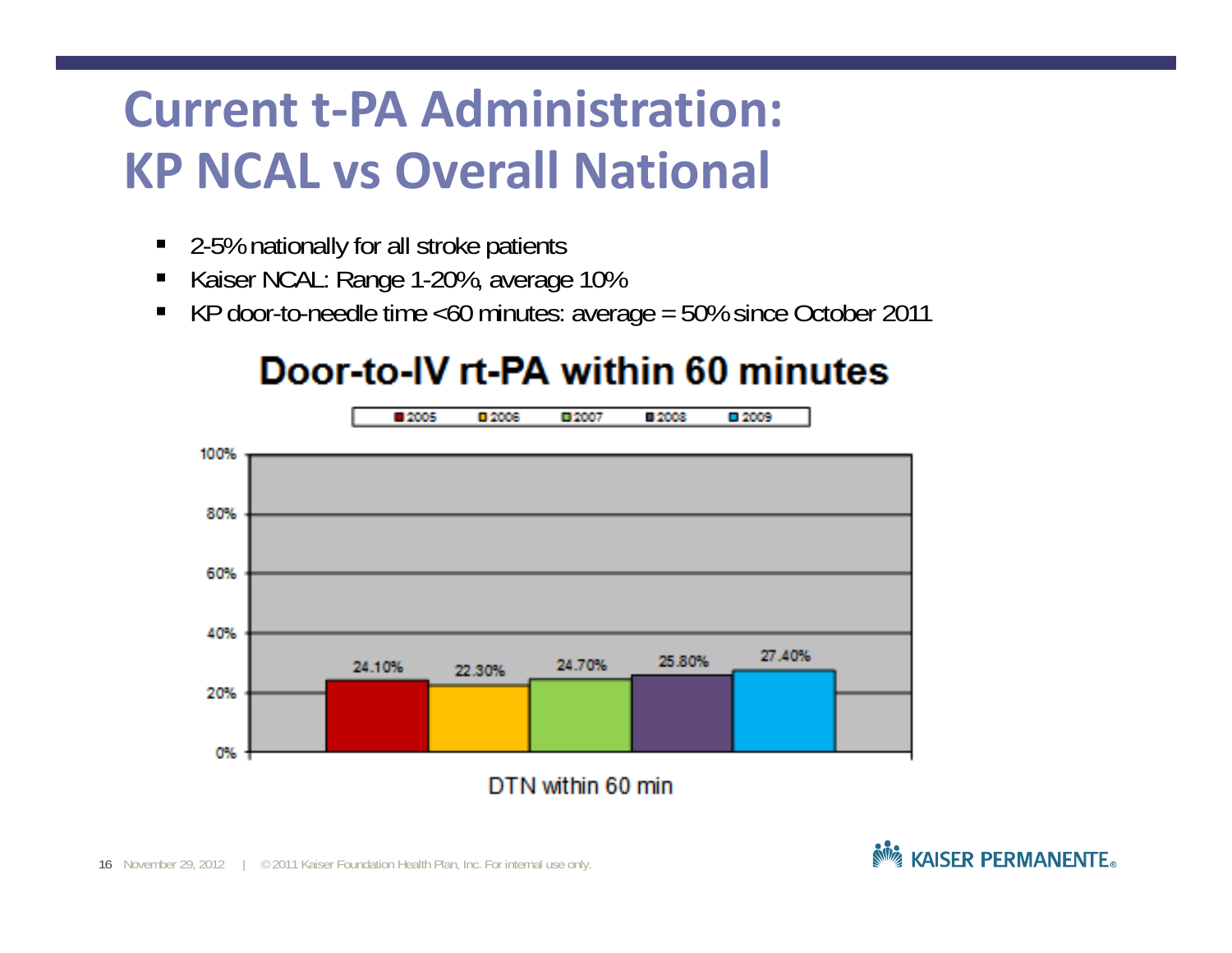# Current t-PA Administration: KP NCAL vs Overall National

- 2-5% nationally for all stroke patients
- Kaiser NCAL: Range 1-20%, average 10%
- KP door-to-needle time <60 minutes: average = 50% since October 2011

## Door-to-IV rt-PA within 60 minutes

| Year | DTN within 60 min |
| --- | --- |
| 2005 | 24.10% |
| 2006 | 22.30% |
| 2007 | 24.70% |
| 2008 | 25.80% |
| 2009 | 27.40% |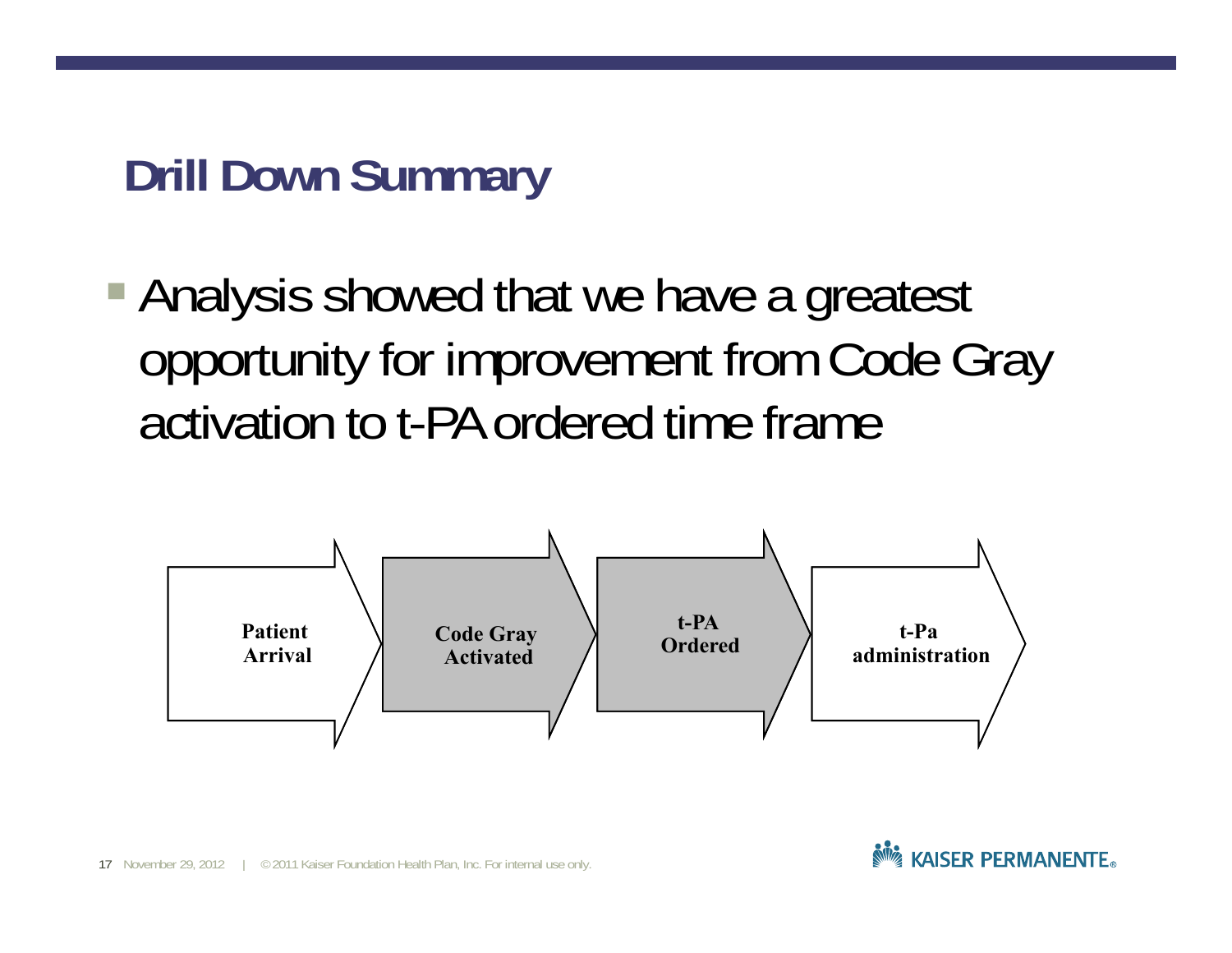## Drill Down Summary

- Analysis showed that we have a greatest opportunity for improvement from Code Gray activation to t-PA ordered time frame

Patient Arrival → Code Gray Activated → t-PA Ordered → t-Pa administration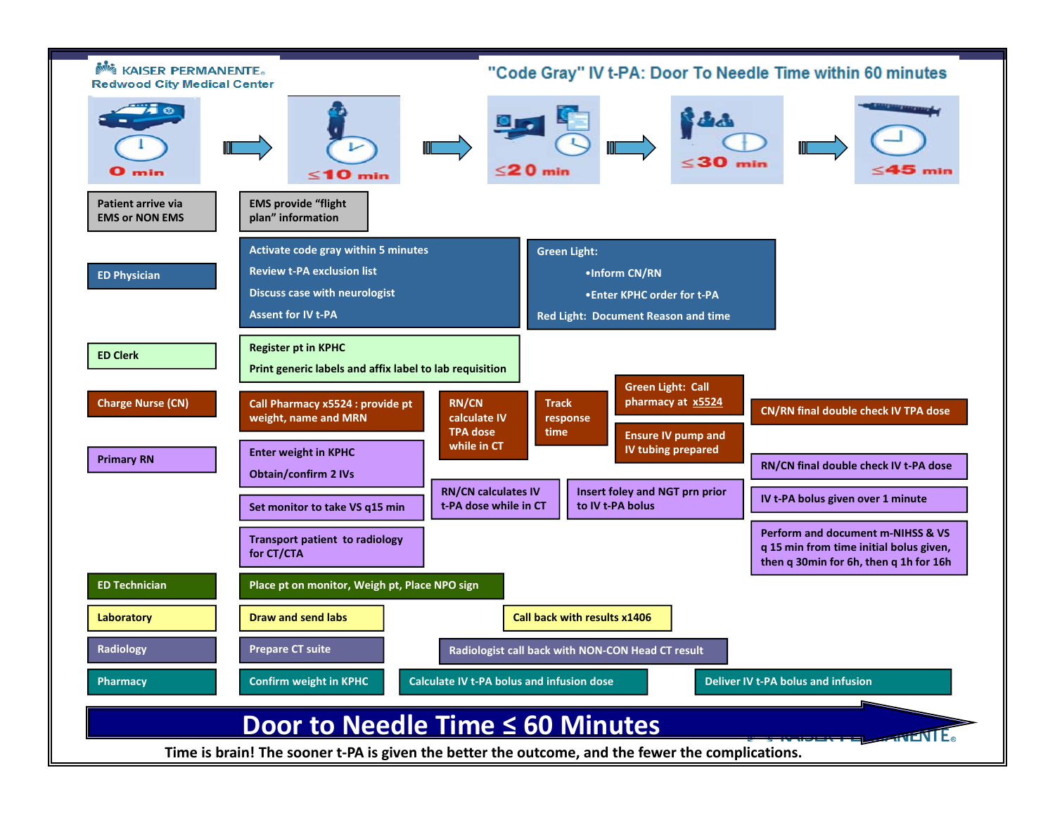# Kaiser Permanente Redwood City Medical Center

## "Code Gray" IV t-PA: Door To Needle Time within 60 minutes

0 min → ≤10 min → ≤20 min → ≤30 min → ≤45 min

| Role | Actions |
| --- | --- |
| Patient arrive via EMS or NON EMS | EMS provide "flight plan" information |
| ED Physician | Activate code gray within 5 minutes; Review t-PA exclusion list; Discuss case with neurologist; Assent for IV t-PA → Green Light: • Inform CN/RN • Enter KPHC order for t-PA; Red Light: Document Reason and time |
| ED Clerk | Register pt in KPHC; Print generic labels and affix label to lab requisition |
| Charge Nurse (CN) | Call Pharmacy x5524 : provide pt weight, name and MRN → RN/CN calculate IV TPA dose while in CT → Track response time → Green Light: Call pharmacy at x5524; Ensure IV pump and IV tubing prepared → CN/RN final double check IV TPA dose |
| Primary RN | Enter weight in KPHC; Obtain/confirm 2 IVs; Set monitor to take VS q15 min; Transport patient to radiology for CT/CTA → RN/CN calculates IV t-PA dose while in CT → Insert foley and NGT prn prior to IV t-PA bolus → RN/CN final double check IV t-PA dose; IV t-PA bolus given over 1 minute; Perform and document m-NIHSS & VS q 15 min from time initial bolus given, then q 30min for 6h, then q 1h for 16h |
| ED Technician | Place pt on monitor, Weigh pt, Place NPO sign |
| Laboratory | Draw and send labs → Call back with results x1406 |
| Radiology | Prepare CT suite → Radiologist call back with NON-CON Head CT result |
| Pharmacy | Confirm weight in KPHC → Calculate IV t-PA bolus and infusion dose → Deliver IV t-PA bolus and infusion |

**Door to Needle Time ≤ 60 Minutes**

**Time is brain! The sooner t-PA is given the better the outcome, and the fewer the complications.**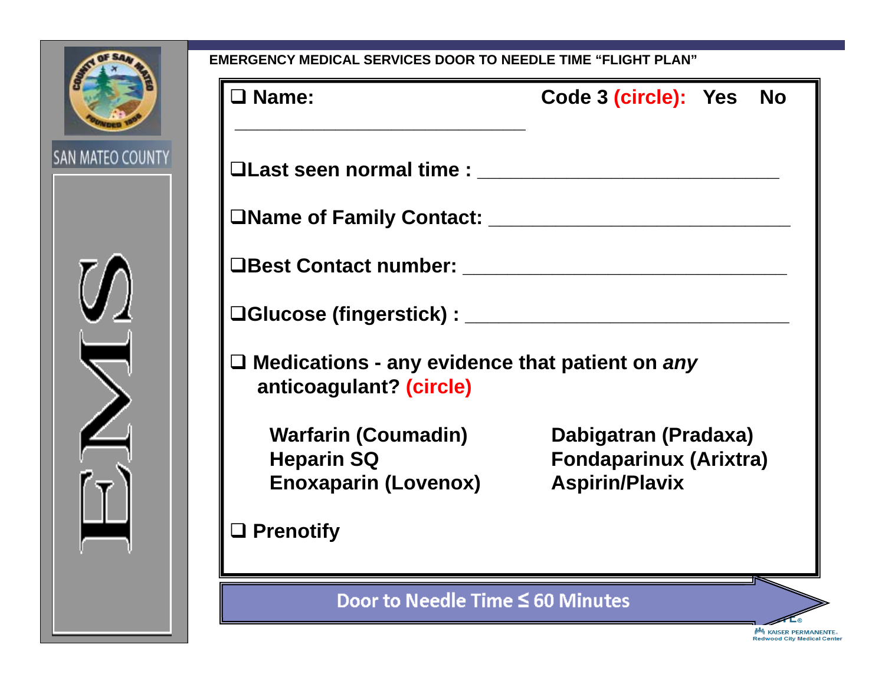EMERGENCY MEDICAL SERVICES DOOR TO NEEDLE TIME "FLIGHT PLAN"

- ☐ **Name:** ____________________________ **Code 3 (circle): Yes No**
- ☐ **Last seen normal time :** ____________________________
- ☐ **Name of Family Contact:** ____________________________
- ☐ **Best Contact number:** ____________________________
- ☐ **Glucose (fingerstick) :** ____________________________
- ☐ **Medications - any evidence that patient on *any* anticoagulant? (circle)**

| | |
|---|---|
| **Warfarin (Coumadin)** | **Dabigatran (Pradaxa)** |
| **Heparin SQ** | **Fondaparinux (Arixtra)** |
| **Enoxaparin (Lovenox)** | **Aspirin/Plavix** |

- ☐ **Prenotify**

**Door to Needle Time ≤ 60 Minutes**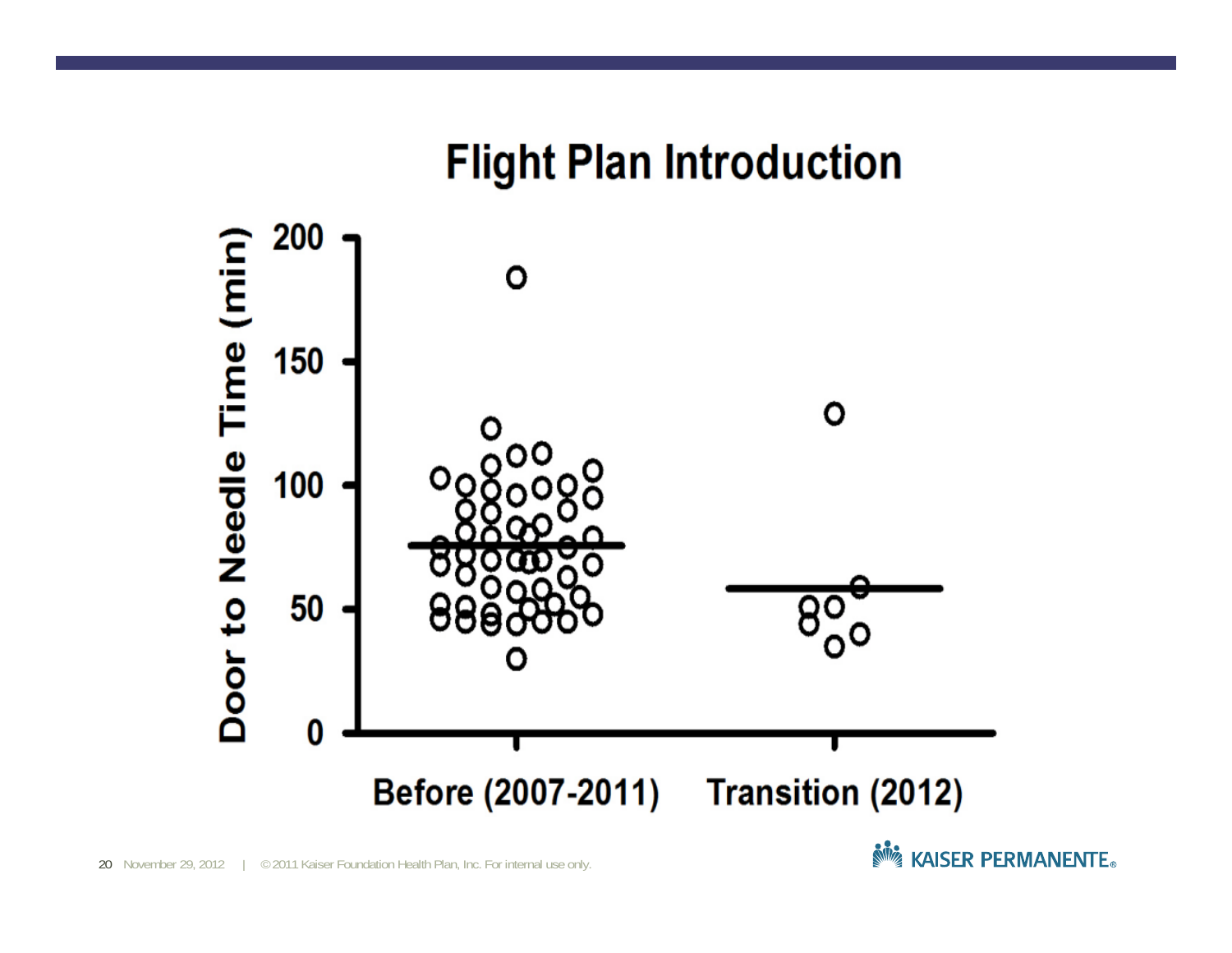## Flight Plan Introduction

Door to Needle Time (min)

200
150
100
50
0

Before (2007-2011)    Transition (2012)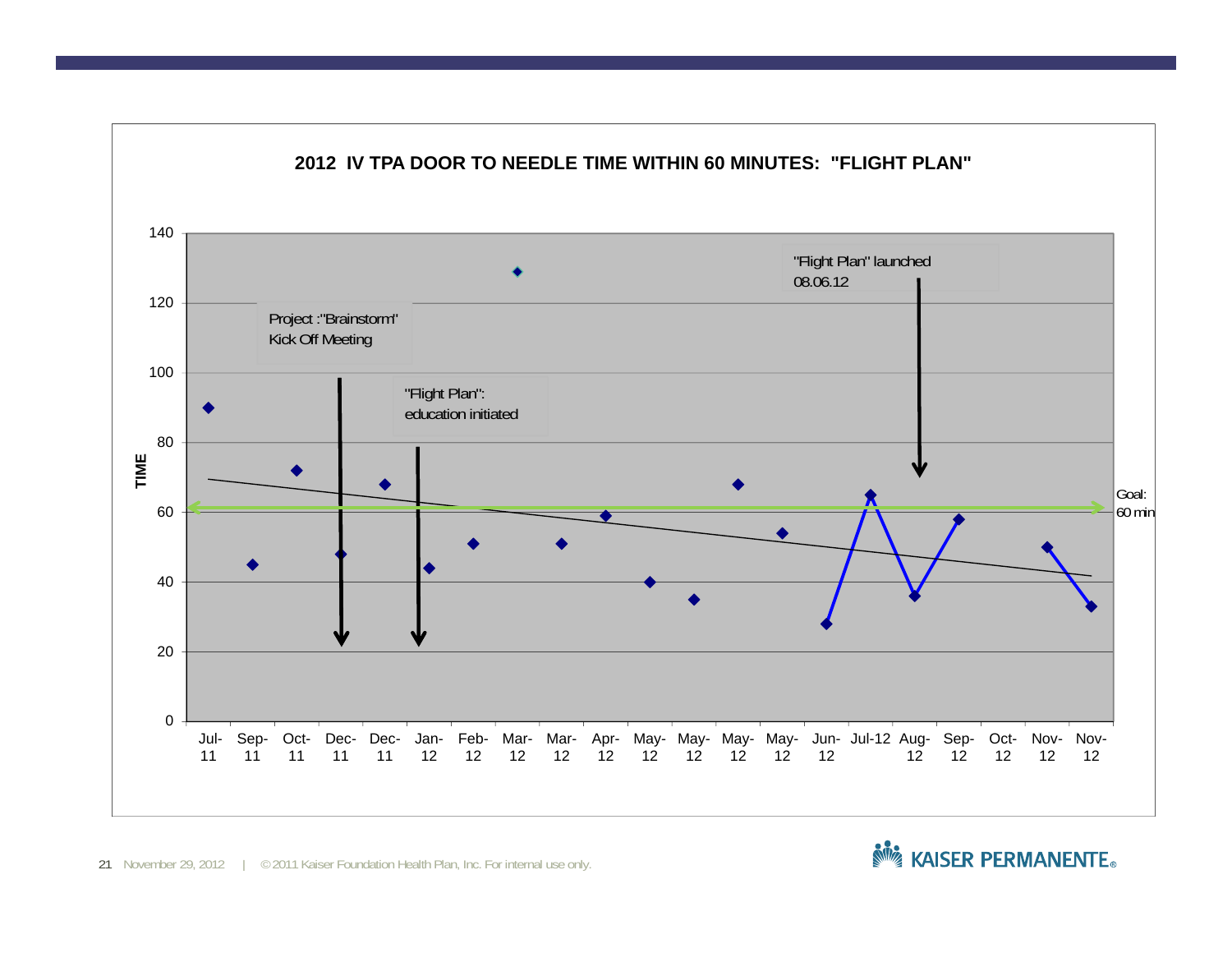## 2012 IV TPA DOOR TO NEEDLE TIME WITHIN 60 MINUTES: "FLIGHT PLAN"

Project :"Brainstorm" Kick Off Meeting

"Flight Plan": education initiated

"Flight Plan" launched 08.06.12

Goal: 60 min

TIME

140, 120, 100, 80, 60, 40, 20, 0

Jul-11, Sep-11, Oct-11, Dec-11, Dec-11, Jan-12, Feb-12, Mar-12, Mar-12, Apr-12, May-12, May-12, May-12, May-12, Jun-12, Jul-12, Aug-12, Sep-12, Oct-12, Nov-12, Nov-12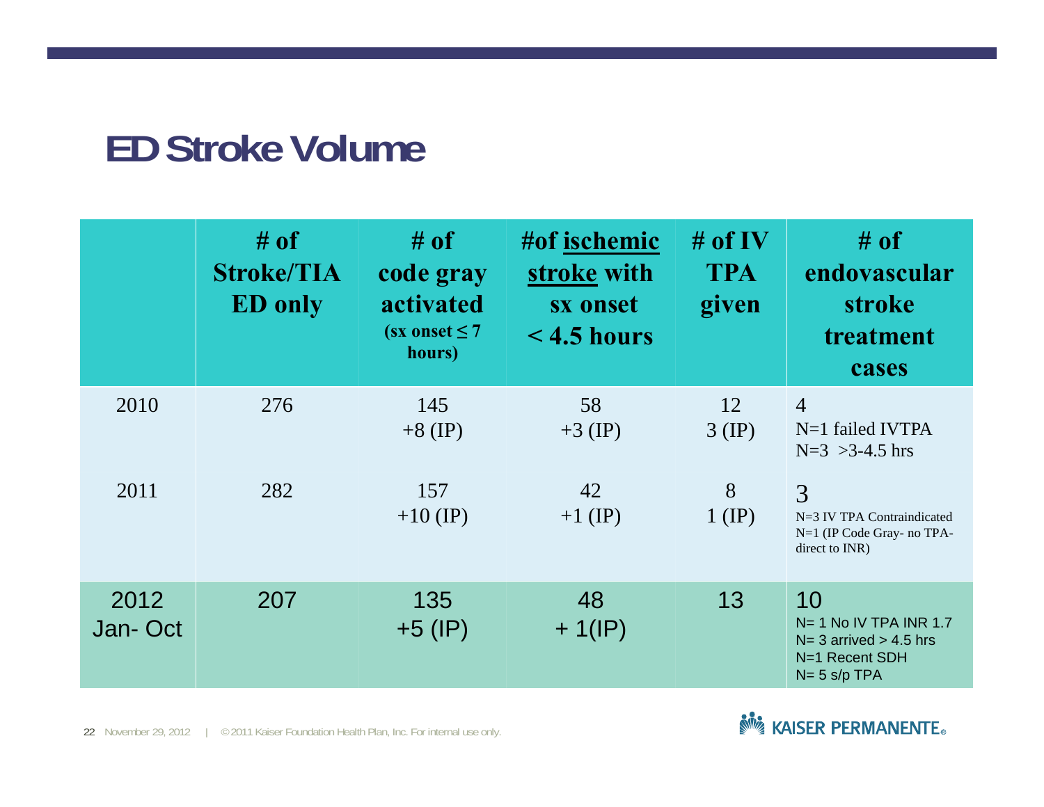## ED Stroke Volume

| | # of Stroke/TIA ED only | # of code gray activated (sx onset ≤ 7 hours) | #of <u>ischemic stroke</u> with sx onset < 4.5 hours | # of IV TPA given | # of endovascular stroke treatment cases |
|---|---|---|---|---|---|
| 2010 | 276 | 145 +8 (IP) | 58 +3 (IP) | 12 3 (IP) | 4 N=1 failed IVTPA N=3 >3-4.5 hrs |
| 2011 | 282 | 157 +10 (IP) | 42 +1 (IP) | 8 1 (IP) | 3 N=3 IV TPA Contraindicated N=1 (IP Code Gray- no TPA- direct to INR) |
| 2012 Jan- Oct | 207 | 135 +5 (IP) | 48 + 1(IP) | 13 | 10 N= 1 No IV TPA INR 1.7 N= 3 arrived > 4.5 hrs N=1 Recent SDH N= 5 s/p TPA |

November 29, 2012 | © 2011 Kaiser Foundation Health Plan, Inc. For internal use only.

KAISER PERMANENTE®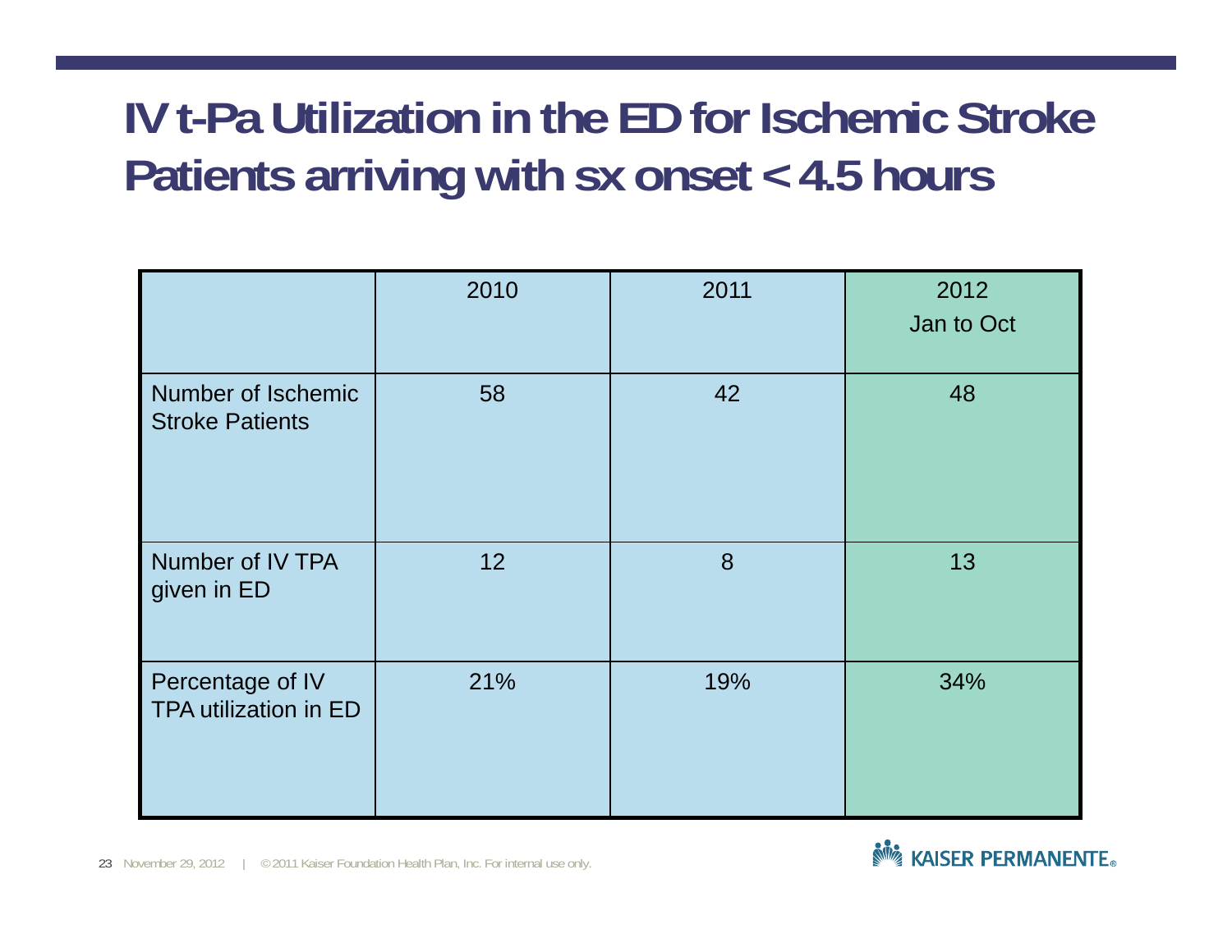# IV t-Pa Utilization in the ED for Ischemic Stroke Patients arriving with sx onset < 4.5 hours

| | 2010 | 2011 | 2012 Jan to Oct |
|---|---|---|---|
| Number of Ischemic Stroke Patients | 58 | 42 | 48 |
| Number of IV TPA given in ED | 12 | 8 | 13 |
| Percentage of IV TPA utilization in ED | 21% | 19% | 34% |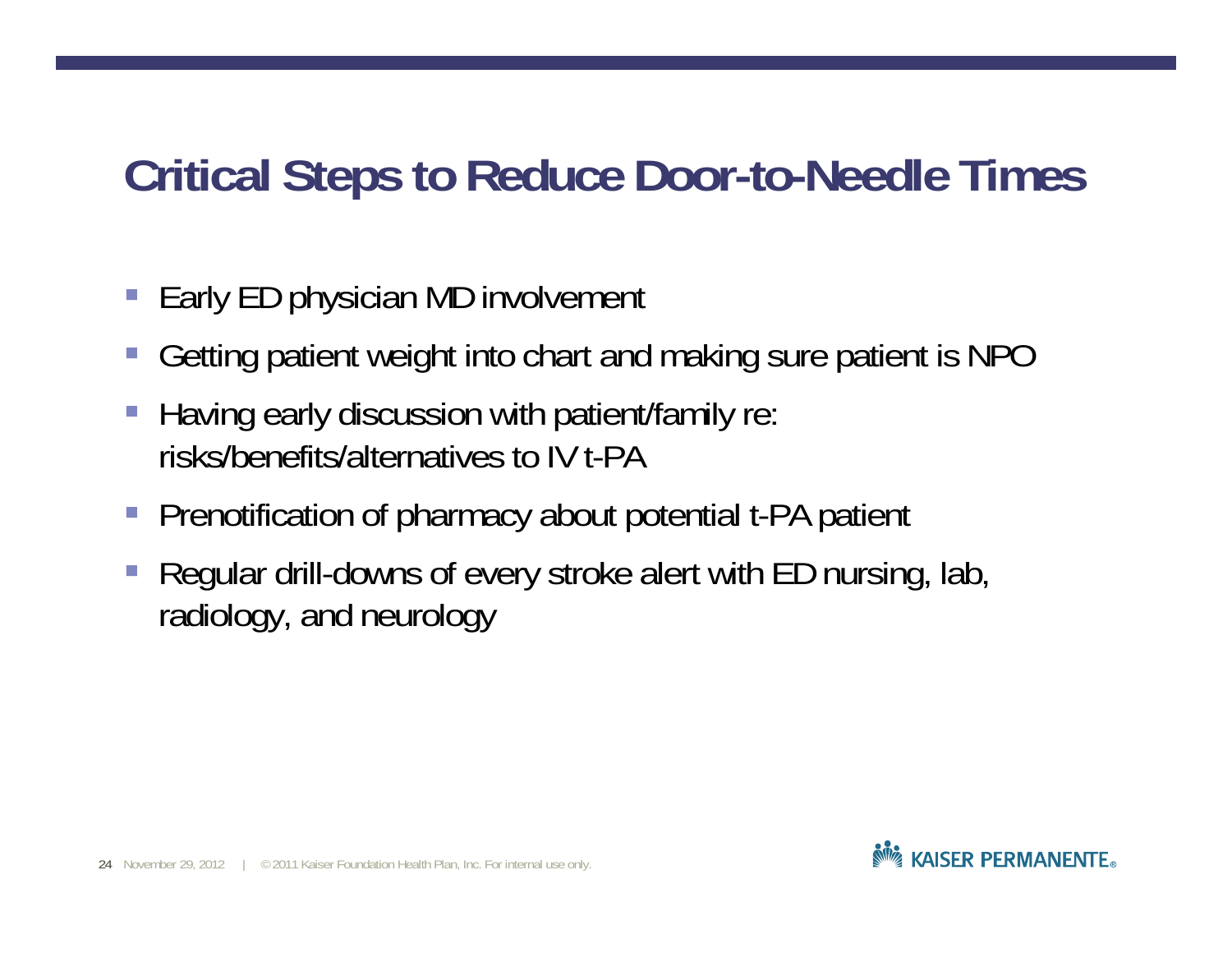# Critical Steps to Reduce Door-to-Needle Times

- Early ED physician MD involvement
- Getting patient weight into chart and making sure patient is NPO
- Having early discussion with patient/family re: risks/benefits/alternatives to IV t-PA
- Prenotification of pharmacy about potential t-PA patient
- Regular drill-downs of every stroke alert with ED nursing, lab, radiology, and neurology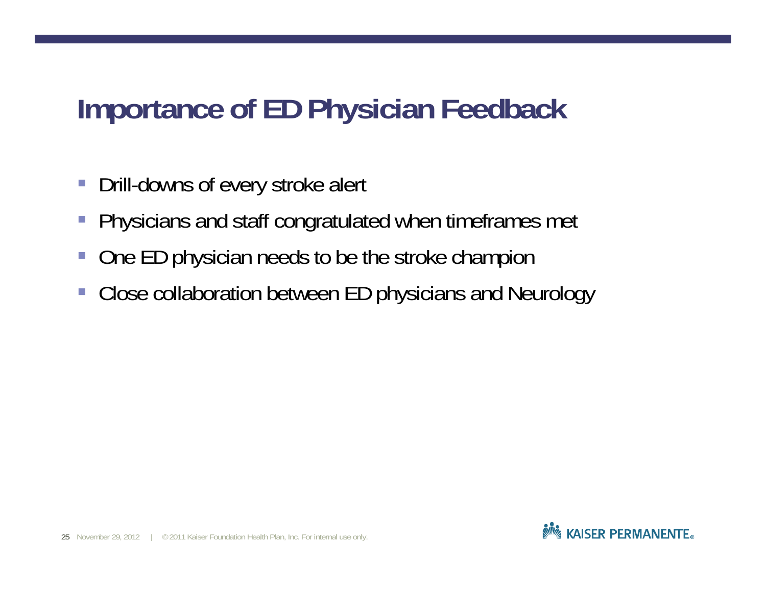# Importance of ED Physician Feedback

- Drill-downs of every stroke alert
- Physicians and staff congratulated when timeframes met
- One ED physician needs to be the stroke champion
- Close collaboration between ED physicians and Neurology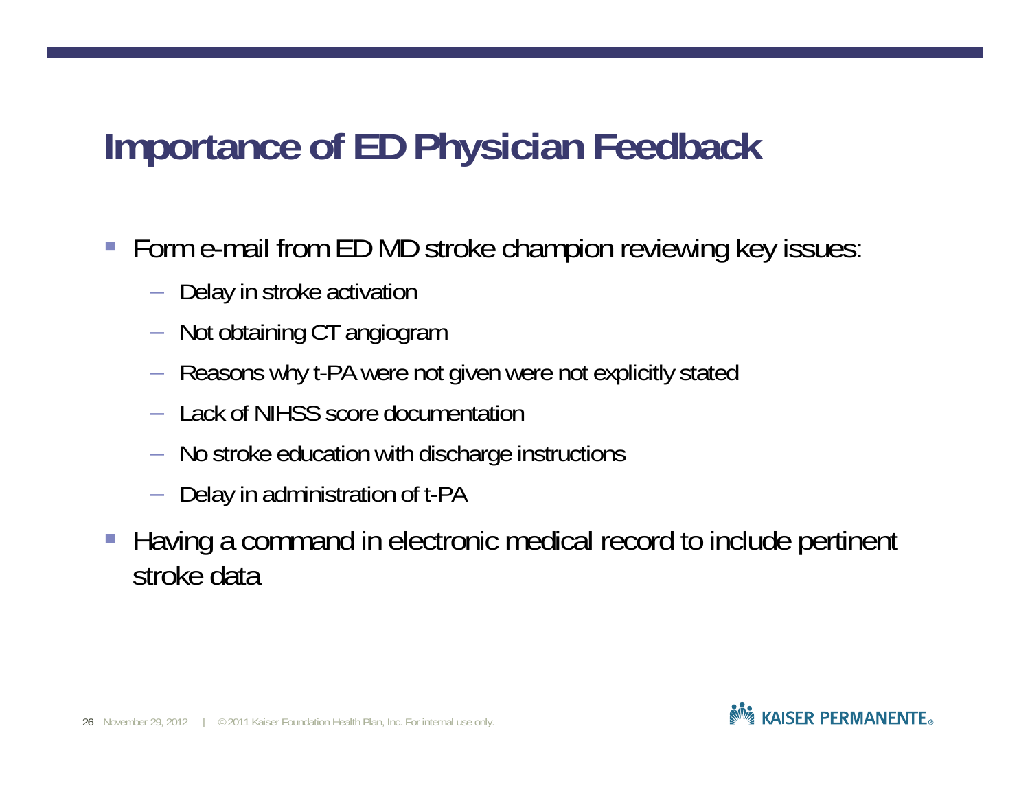# Importance of ED Physician Feedback

- Form e-mail from ED MD stroke champion reviewing key issues:
  - Delay in stroke activation
  - Not obtaining CT angiogram
  - Reasons why t-PA were not given were not explicitly stated
  - Lack of NIHSS score documentation
  - No stroke education with discharge instructions
  - Delay in administration of t-PA
- Having a command in electronic medical record to include pertinent stroke data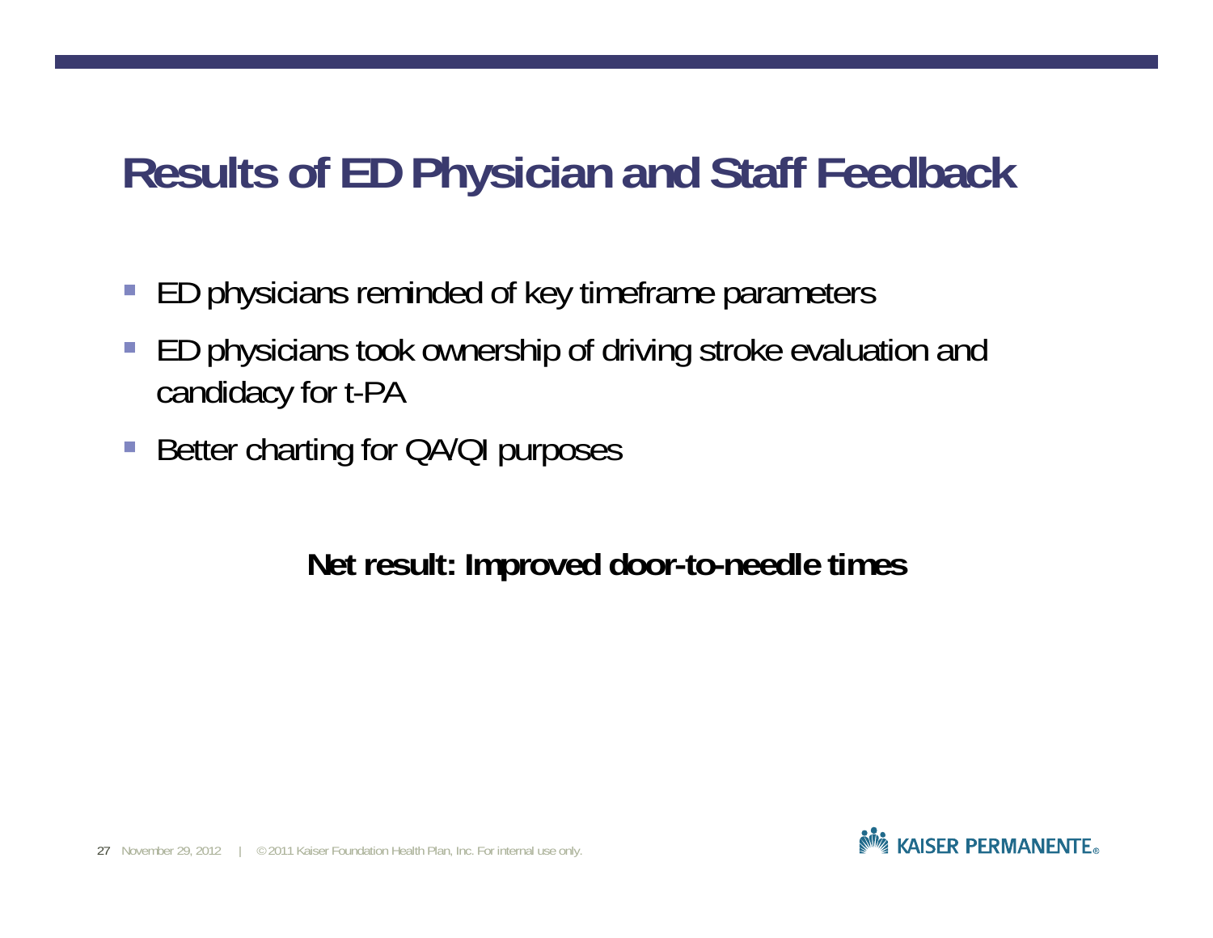# Results of ED Physician and Staff Feedback

- ED physicians reminded of key timeframe parameters
- ED physicians took ownership of driving stroke evaluation and candidacy for t-PA
- Better charting for QA/QI purposes

**Net result: Improved door-to-needle times**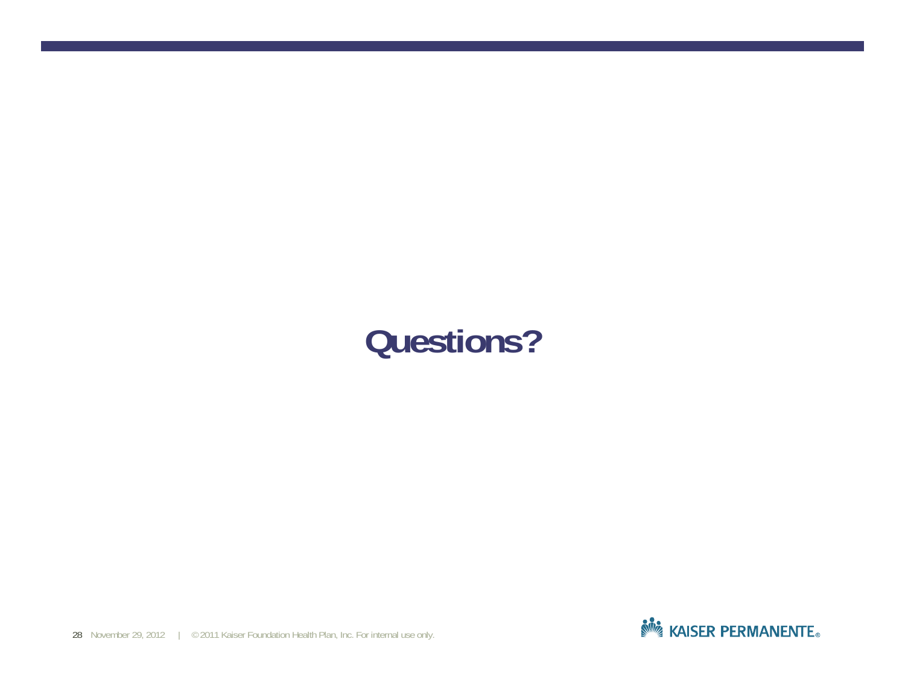# Questions?